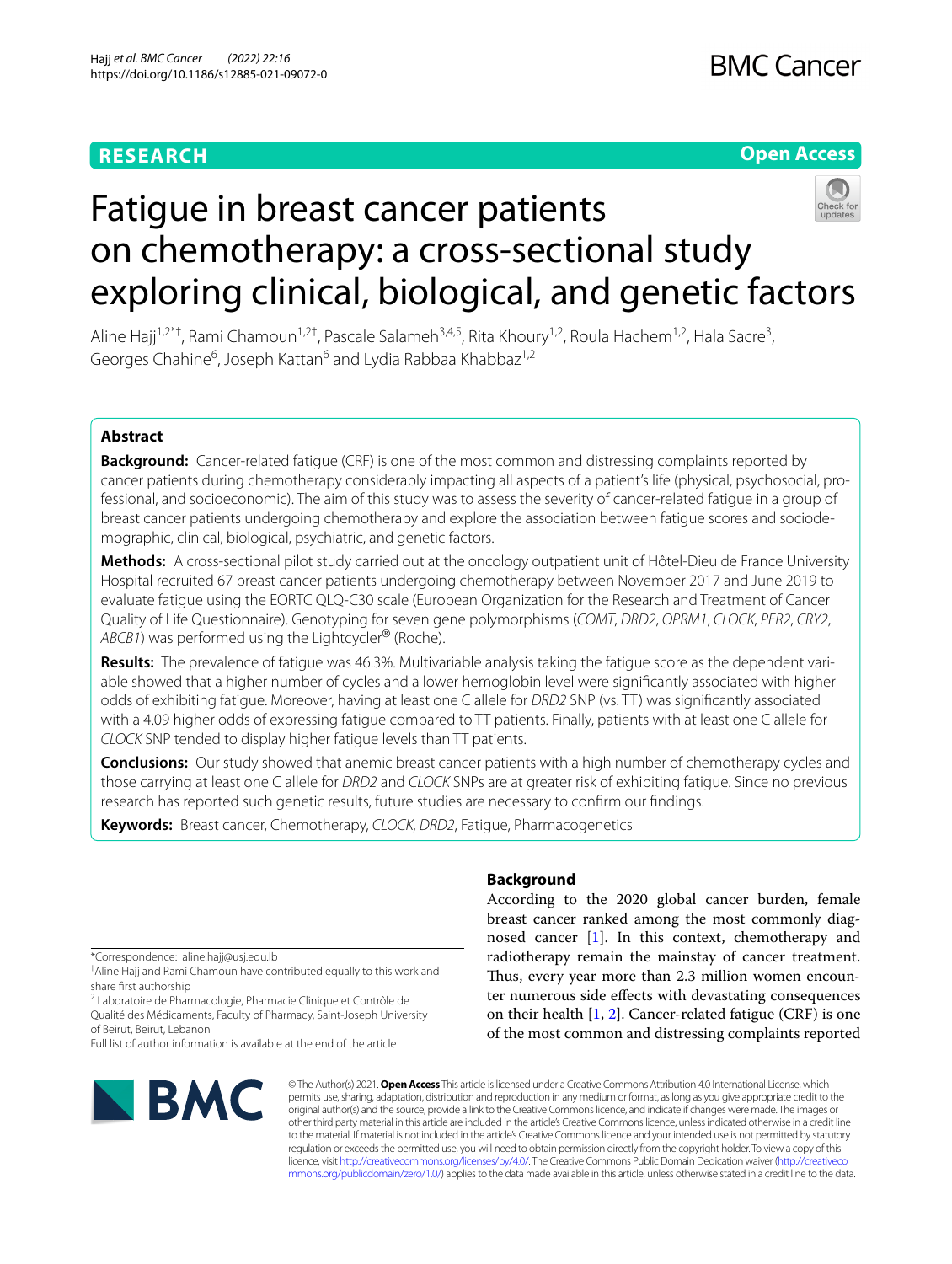RESEARCH

Open Access

# Fatigue in breast cancer patients on chemotherapy: a cross-sectional study exploring clinical, biological, and genetic factors

Aline Hajj[1,2*†], Rami Chamoun[1,2†], Pascale Salameh[3,4,5], Rita Khoury[1,2], Roula Hachem[1,2], Hala Sacre[3], Georges Chahine[6], Joseph Kattan[6] and Lydia Rabbaa Khabbaz[1,2]

## Abstract

**Background:** Cancer-related fatigue (CRF) is one of the most common and distressing complaints reported by cancer patients during chemotherapy considerably impacting all aspects of a patient's life (physical, psychosocial, professional, and socioeconomic). The aim of this study was to assess the severity of cancer-related fatigue in a group of breast cancer patients undergoing chemotherapy and explore the association between fatigue scores and sociodemographic, clinical, biological, psychiatric, and genetic factors.

**Methods:** A cross-sectional pilot study carried out at the oncology outpatient unit of Hôtel-Dieu de France University Hospital recruited 67 breast cancer patients undergoing chemotherapy between November 2017 and June 2019 to evaluate fatigue using the EORTC QLQ-C30 scale (European Organization for the Research and Treatment of Cancer Quality of Life Questionnaire). Genotyping for seven gene polymorphisms (*COMT*, *DRD2*, *OPRM1*, *CLOCK*, *PER2*, *CRY2*, *ABCB1*) was performed using the Lightcycler® (Roche).

**Results:** The prevalence of fatigue was 46.3%. Multivariable analysis taking the fatigue score as the dependent variable showed that a higher number of cycles and a lower hemoglobin level were significantly associated with higher odds of exhibiting fatigue. Moreover, having at least one C allele for *DRD2* SNP (vs. TT) was significantly associated with a 4.09 higher odds of expressing fatigue compared to TT patients. Finally, patients with at least one C allele for *CLOCK* SNP tended to display higher fatigue levels than TT patients.

**Conclusions:** Our study showed that anemic breast cancer patients with a high number of chemotherapy cycles and those carrying at least one C allele for *DRD2* and *CLOCK* SNPs are at greater risk of exhibiting fatigue. Since no previous research has reported such genetic results, future studies are necessary to confirm our findings.

**Keywords:** Breast cancer, Chemotherapy, *CLOCK*, *DRD2*, Fatigue, Pharmacogenetics

## Background

According to the 2020 global cancer burden, female breast cancer ranked among the most commonly diagnosed cancer [1]. In this context, chemotherapy and radiotherapy remain the mainstay of cancer treatment. Thus, every year more than 2.3 million women encounter numerous side effects with devastating consequences on their health [1, 2]. Cancer-related fatigue (CRF) is one of the most common and distressing complaints reported

*Correspondence: aline.hajj@usj.edu.lb

†Aline Hajj and Rami Chamoun have contributed equally to this work and share first authorship

[2] Laboratoire de Pharmacologie, Pharmacie Clinique et Contrôle de Qualité des Médicaments, Faculty of Pharmacy, Saint-Joseph University of Beirut, Beirut, Lebanon

Full list of author information is available at the end of the article

© The Author(s) 2021. **Open Access** This article is licensed under a Creative Commons Attribution 4.0 International License, which permits use, sharing, adaptation, distribution and reproduction in any medium or format, as long as you give appropriate credit to the original author(s) and the source, provide a link to the Creative Commons licence, and indicate if changes were made. The images or other third party material in this article are included in the article's Creative Commons licence, unless indicated otherwise in a credit line to the material. If material is not included in the article's Creative Commons licence and your intended use is not permitted by statutory regulation or exceeds the permitted use, you will need to obtain permission directly from the copyright holder. To view a copy of this licence, visit http://creativecommons.org/licenses/by/4.0/. The Creative Commons Public Domain Dedication waiver (http://creativecommons.org/publicdomain/zero/1.0/) applies to the data made available in this article, unless otherwise stated in a credit line to the data.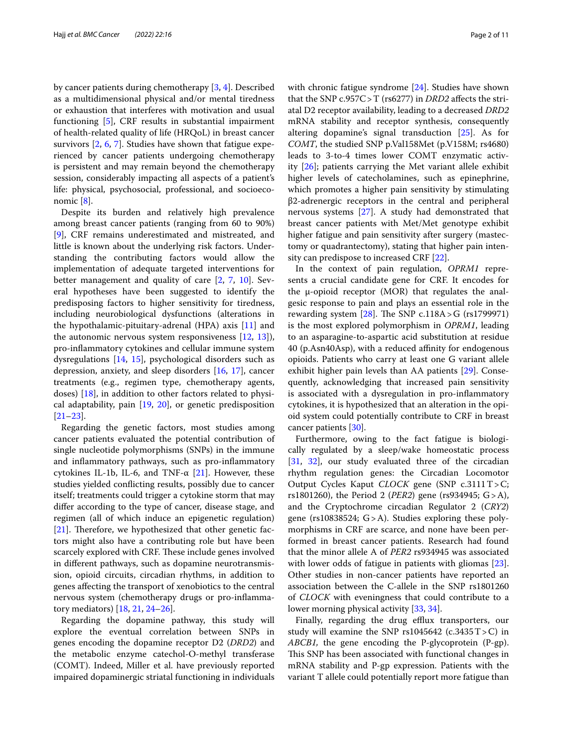by cancer patients during chemotherapy [3, 4]. Described as a multidimensional physical and/or mental tiredness or exhaustion that interferes with motivation and usual functioning [5], CRF results in substantial impairment of health-related quality of life (HRQoL) in breast cancer survivors [2, 6, 7]. Studies have shown that fatigue experienced by cancer patients undergoing chemotherapy is persistent and may remain beyond the chemotherapy session, considerably impacting all aspects of a patient's life: physical, psychosocial, professional, and socioeconomic [8].

Despite its burden and relatively high prevalence among breast cancer patients (ranging from 60 to 90%) [9], CRF remains underestimated and mistreated, and little is known about the underlying risk factors. Understanding the contributing factors would allow the implementation of adequate targeted interventions for better management and quality of care [2, 7, 10]. Several hypotheses have been suggested to identify the predisposing factors to higher sensitivity for tiredness, including neurobiological dysfunctions (alterations in the hypothalamic-pituitary-adrenal (HPA) axis [11] and the autonomic nervous system responsiveness [12, 13]), pro-inflammatory cytokines and cellular immune system dysregulations [14, 15], psychological disorders such as depression, anxiety, and sleep disorders [16, 17], cancer treatments (e.g., regimen type, chemotherapy agents, doses) [18], in addition to other factors related to physical adaptability, pain [19, 20], or genetic predisposition [21–23].

Regarding the genetic factors, most studies among cancer patients evaluated the potential contribution of single nucleotide polymorphisms (SNPs) in the immune and inflammatory pathways, such as pro-inflammatory cytokines IL-1b, IL-6, and TNF-α [21]. However, these studies yielded conflicting results, possibly due to cancer itself; treatments could trigger a cytokine storm that may differ according to the type of cancer, disease stage, and regimen (all of which induce an epigenetic regulation) [21]. Therefore, we hypothesized that other genetic factors might also have a contributing role but have been scarcely explored with CRF. These include genes involved in different pathways, such as dopamine neurotransmission, opioid circuits, circadian rhythms, in addition to genes affecting the transport of xenobiotics to the central nervous system (chemotherapy drugs or pro-inflammatory mediators) [18, 21, 24–26].

Regarding the dopamine pathway, this study will explore the eventual correlation between SNPs in genes encoding the dopamine receptor D2 (*DRD2*) and the metabolic enzyme catechol-O-methyl transferase (COMT). Indeed, Miller et al. have previously reported impaired dopaminergic striatal functioning in individuals with chronic fatigue syndrome [24]. Studies have shown that the SNP c.957C > T (rs6277) in *DRD2* affects the striatal D2 receptor availability, leading to a decreased *DRD2* mRNA stability and receptor synthesis, consequently altering dopamine's signal transduction [25]. As for *COMT*, the studied SNP p.Val158Met (p.V158M; rs4680) leads to 3-to-4 times lower COMT enzymatic activity [26]; patients carrying the Met variant allele exhibit higher levels of catecholamines, such as epinephrine, which promotes a higher pain sensitivity by stimulating β2-adrenergic receptors in the central and peripheral nervous systems [27]. A study had demonstrated that breast cancer patients with Met/Met genotype exhibit higher fatigue and pain sensitivity after surgery (mastectomy or quadrantectomy), stating that higher pain intensity can predispose to increased CRF [22].

In the context of pain regulation, *OPRM1* represents a crucial candidate gene for CRF. It encodes for the μ-opioid receptor (MOR) that regulates the analgesic response to pain and plays an essential role in the rewarding system [28]. The SNP c.118A > G (rs1799971) is the most explored polymorphism in *OPRM1*, leading to an asparagine-to-aspartic acid substitution at residue 40 (p.Asn40Asp), with a reduced affinity for endogenous opioids. Patients who carry at least one G variant allele exhibit higher pain levels than AA patients [29]. Consequently, acknowledging that increased pain sensitivity is associated with a dysregulation in pro-inflammatory cytokines, it is hypothesized that an alteration in the opioid system could potentially contribute to CRF in breast cancer patients [30].

Furthermore, owing to the fact fatigue is biologically regulated by a sleep/wake homeostatic process [31, 32], our study evaluated three of the circadian rhythm regulation genes: the Circadian Locomotor Output Cycles Kaput *CLOCK* gene (SNP c.3111 T > C; rs1801260), the Period 2 (*PER2*) gene (rs934945; G > A), and the Cryptochrome circadian Regulator 2 (*CRY2*) gene (rs10838524; G > A). Studies exploring these polymorphisms in CRF are scarce, and none have been performed in breast cancer patients. Research had found that the minor allele A of *PER2* rs934945 was associated with lower odds of fatigue in patients with gliomas [23]. Other studies in non-cancer patients have reported an association between the C-allele in the SNP rs1801260 of *CLOCK* with eveningness that could contribute to a lower morning physical activity [33, 34].

Finally, regarding the drug efflux transporters, our study will examine the SNP rs1045642 (c.3435 T > C) in *ABCB1*, the gene encoding the P-glycoprotein (P-gp). This SNP has been associated with functional changes in mRNA stability and P-gp expression. Patients with the variant T allele could potentially report more fatigue than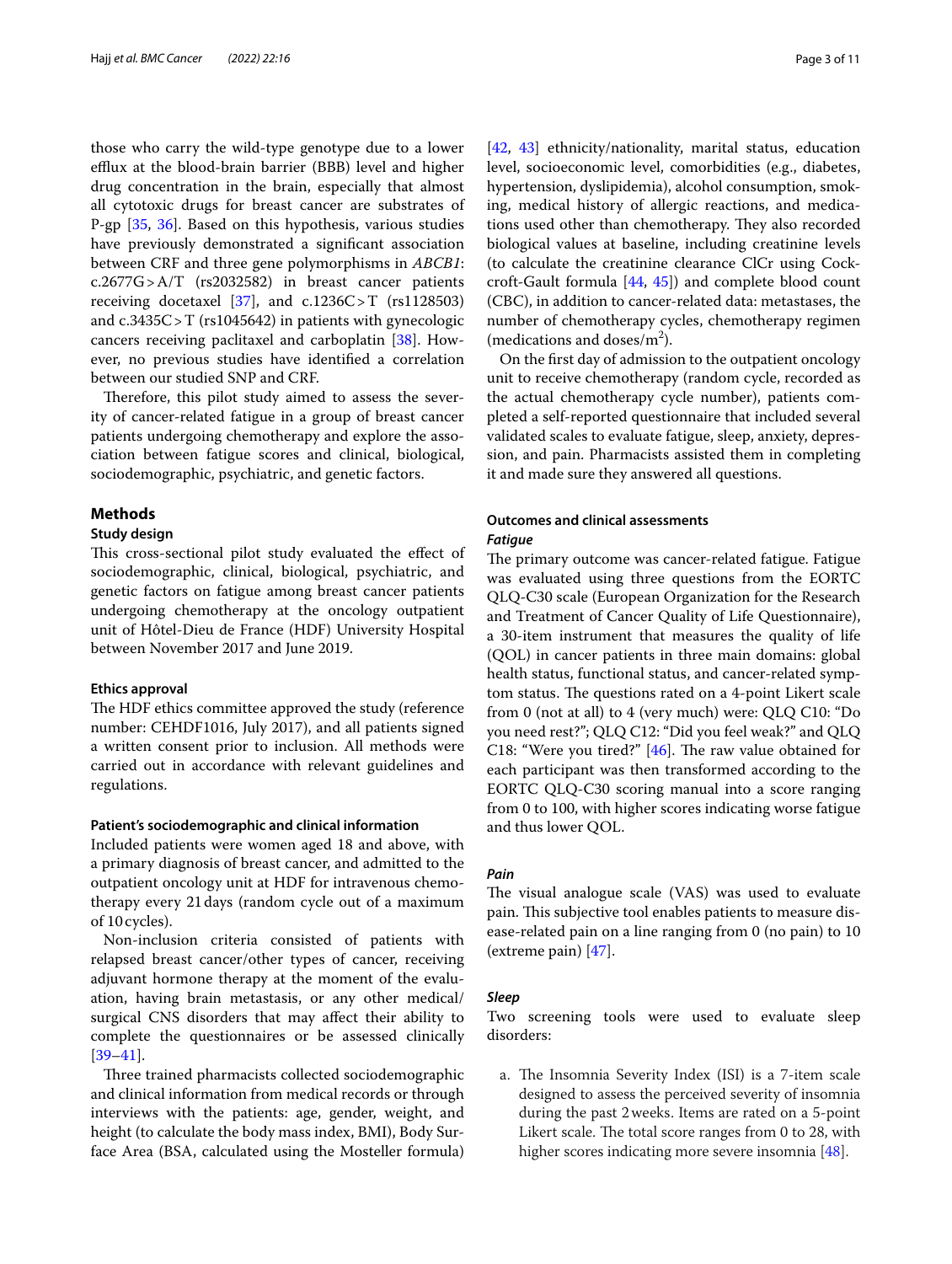those who carry the wild-type genotype due to a lower efflux at the blood-brain barrier (BBB) level and higher drug concentration in the brain, especially that almost all cytotoxic drugs for breast cancer are substrates of P-gp [35, 36]. Based on this hypothesis, various studies have previously demonstrated a significant association between CRF and three gene polymorphisms in *ABCB1*: c.2677G > A/T (rs2032582) in breast cancer patients receiving docetaxel [37], and c.1236C > T (rs1128503) and c.3435C > T (rs1045642) in patients with gynecologic cancers receiving paclitaxel and carboplatin [38]. However, no previous studies have identified a correlation between our studied SNP and CRF.

Therefore, this pilot study aimed to assess the severity of cancer-related fatigue in a group of breast cancer patients undergoing chemotherapy and explore the association between fatigue scores and clinical, biological, sociodemographic, psychiatric, and genetic factors.

## Methods

### Study design

This cross-sectional pilot study evaluated the effect of sociodemographic, clinical, biological, psychiatric, and genetic factors on fatigue among breast cancer patients undergoing chemotherapy at the oncology outpatient unit of Hôtel-Dieu de France (HDF) University Hospital between November 2017 and June 2019.

#### Ethics approval

The HDF ethics committee approved the study (reference number: CEHDF1016, July 2017), and all patients signed a written consent prior to inclusion. All methods were carried out in accordance with relevant guidelines and regulations.

#### Patient's sociodemographic and clinical information

Included patients were women aged 18 and above, with a primary diagnosis of breast cancer, and admitted to the outpatient oncology unit at HDF for intravenous chemotherapy every 21 days (random cycle out of a maximum of 10 cycles).

Non-inclusion criteria consisted of patients with relapsed breast cancer/other types of cancer, receiving adjuvant hormone therapy at the moment of the evaluation, having brain metastasis, or any other medical/surgical CNS disorders that may affect their ability to complete the questionnaires or be assessed clinically [39–41].

Three trained pharmacists collected sociodemographic and clinical information from medical records or through interviews with the patients: age, gender, weight, and height (to calculate the body mass index, BMI), Body Surface Area (BSA, calculated using the Mosteller formula) [42, 43] ethnicity/nationality, marital status, education level, socioeconomic level, comorbidities (e.g., diabetes, hypertension, dyslipidemia), alcohol consumption, smoking, medical history of allergic reactions, and medications used other than chemotherapy. They also recorded biological values at baseline, including creatinine levels (to calculate the creatinine clearance ClCr using Cockcroft-Gault formula [44, 45]) and complete blood count (CBC), in addition to cancer-related data: metastases, the number of chemotherapy cycles, chemotherapy regimen (medications and doses/m$^2$).

On the first day of admission to the outpatient oncology unit to receive chemotherapy (random cycle, recorded as the actual chemotherapy cycle number), patients completed a self-reported questionnaire that included several validated scales to evaluate fatigue, sleep, anxiety, depression, and pain. Pharmacists assisted them in completing it and made sure they answered all questions.

### Outcomes and clinical assessments

#### *Fatigue*

The primary outcome was cancer-related fatigue. Fatigue was evaluated using three questions from the EORTC QLQ-C30 scale (European Organization for the Research and Treatment of Cancer Quality of Life Questionnaire), a 30-item instrument that measures the quality of life (QOL) in cancer patients in three main domains: global health status, functional status, and cancer-related symptom status. The questions rated on a 4-point Likert scale from 0 (not at all) to 4 (very much) were: QLQ C10: "Do you need rest?"; QLQ C12: "Did you feel weak?" and QLQ C18: "Were you tired?" [46]. The raw value obtained for each participant was then transformed according to the EORTC QLQ-C30 scoring manual into a score ranging from 0 to 100, with higher scores indicating worse fatigue and thus lower QOL.

#### *Pain*

The visual analogue scale (VAS) was used to evaluate pain. This subjective tool enables patients to measure disease-related pain on a line ranging from 0 (no pain) to 10 (extreme pain) [47].

#### *Sleep*

Two screening tools were used to evaluate sleep disorders:

a. The Insomnia Severity Index (ISI) is a 7-item scale designed to assess the perceived severity of insomnia during the past 2 weeks. Items are rated on a 5-point Likert scale. The total score ranges from 0 to 28, with higher scores indicating more severe insomnia [48].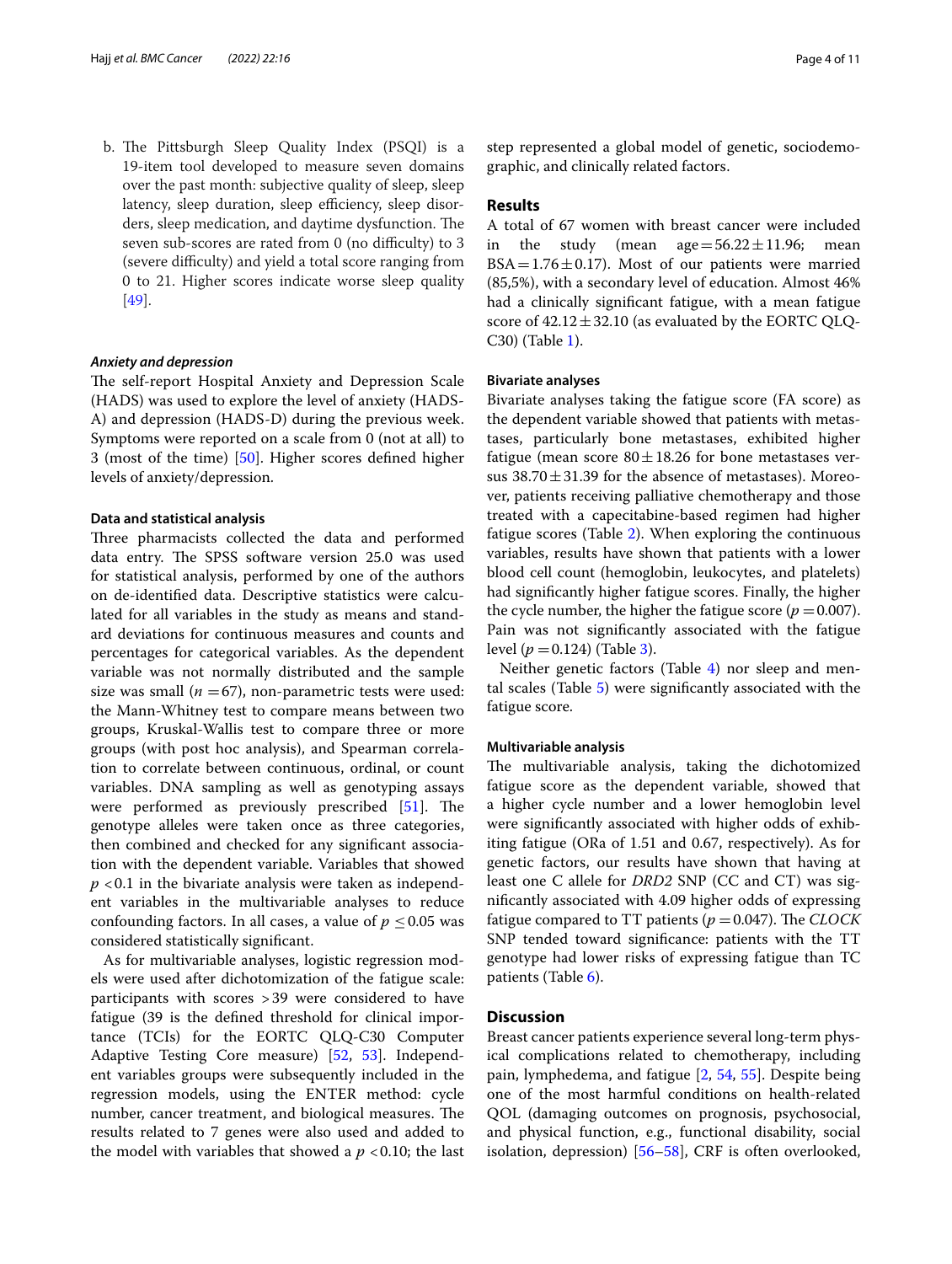b. The Pittsburgh Sleep Quality Index (PSQI) is a 19-item tool developed to measure seven domains over the past month: subjective quality of sleep, sleep latency, sleep duration, sleep efficiency, sleep disorders, sleep medication, and daytime dysfunction. The seven sub-scores are rated from 0 (no difficulty) to 3 (severe difficulty) and yield a total score ranging from 0 to 21. Higher scores indicate worse sleep quality [49].

#### *Anxiety and depression*

The self-report Hospital Anxiety and Depression Scale (HADS) was used to explore the level of anxiety (HADS-A) and depression (HADS-D) during the previous week. Symptoms were reported on a scale from 0 (not at all) to 3 (most of the time) [50]. Higher scores defined higher levels of anxiety/depression.

### Data and statistical analysis

Three pharmacists collected the data and performed data entry. The SPSS software version 25.0 was used for statistical analysis, performed by one of the authors on de-identified data. Descriptive statistics were calculated for all variables in the study as means and standard deviations for continuous measures and counts and percentages for categorical variables. As the dependent variable was not normally distributed and the sample size was small ($n = 67$), non-parametric tests were used: the Mann-Whitney test to compare means between two groups, Kruskal-Wallis test to compare three or more groups (with post hoc analysis), and Spearman correlation to correlate between continuous, ordinal, or count variables. DNA sampling as well as genotyping assays were performed as previously prescribed [51]. The genotype alleles were taken once as three categories, then combined and checked for any significant association with the dependent variable. Variables that showed $p < 0.1$ in the bivariate analysis were taken as independent variables in the multivariable analyses to reduce confounding factors. In all cases, a value of $p \leq 0.05$ was considered statistically significant.

As for multivariable analyses, logistic regression models were used after dichotomization of the fatigue scale: participants with scores >39 were considered to have fatigue (39 is the defined threshold for clinical importance (TCIs) for the EORTC QLQ-C30 Computer Adaptive Testing Core measure) [52, 53]. Independent variables groups were subsequently included in the regression models, using the ENTER method: cycle number, cancer treatment, and biological measures. The results related to 7 genes were also used and added to the model with variables that showed a $p < 0.10$; the last step represented a global model of genetic, sociodemographic, and clinically related factors.

## Results

A total of 67 women with breast cancer were included in the study (mean age $= 56.22 \pm 11.96$; mean BSA $= 1.76 \pm 0.17$). Most of our patients were married (85,5%), with a secondary level of education. Almost 46% had a clinically significant fatigue, with a mean fatigue score of $42.12 \pm 32.10$ (as evaluated by the EORTC QLQ-C30) (Table 1).

### Bivariate analyses

Bivariate analyses taking the fatigue score (FA score) as the dependent variable showed that patients with metastases, particularly bone metastases, exhibited higher fatigue (mean score $80 \pm 18.26$ for bone metastases versus $38.70 \pm 31.39$ for the absence of metastases). Moreover, patients receiving palliative chemotherapy and those treated with a capecitabine-based regimen had higher fatigue scores (Table 2). When exploring the continuous variables, results have shown that patients with a lower blood cell count (hemoglobin, leukocytes, and platelets) had significantly higher fatigue scores. Finally, the higher the cycle number, the higher the fatigue score ($p = 0.007$). Pain was not significantly associated with the fatigue level ($p = 0.124$) (Table 3).

Neither genetic factors (Table 4) nor sleep and mental scales (Table 5) were significantly associated with the fatigue score.

### Multivariable analysis

The multivariable analysis, taking the dichotomized fatigue score as the dependent variable, showed that a higher cycle number and a lower hemoglobin level were significantly associated with higher odds of exhibiting fatigue (ORa of 1.51 and 0.67, respectively). As for genetic factors, our results have shown that having at least one C allele for *DRD2* SNP (CC and CT) was significantly associated with 4.09 higher odds of expressing fatigue compared to TT patients ($p = 0.047$). The *CLOCK* SNP tended toward significance: patients with the TT genotype had lower risks of expressing fatigue than TC patients (Table 6).

## Discussion

Breast cancer patients experience several long-term physical complications related to chemotherapy, including pain, lymphedema, and fatigue [2, 54, 55]. Despite being one of the most harmful conditions on health-related QOL (damaging outcomes on prognosis, psychosocial, and physical function, e.g., functional disability, social isolation, depression) [56–58], CRF is often overlooked,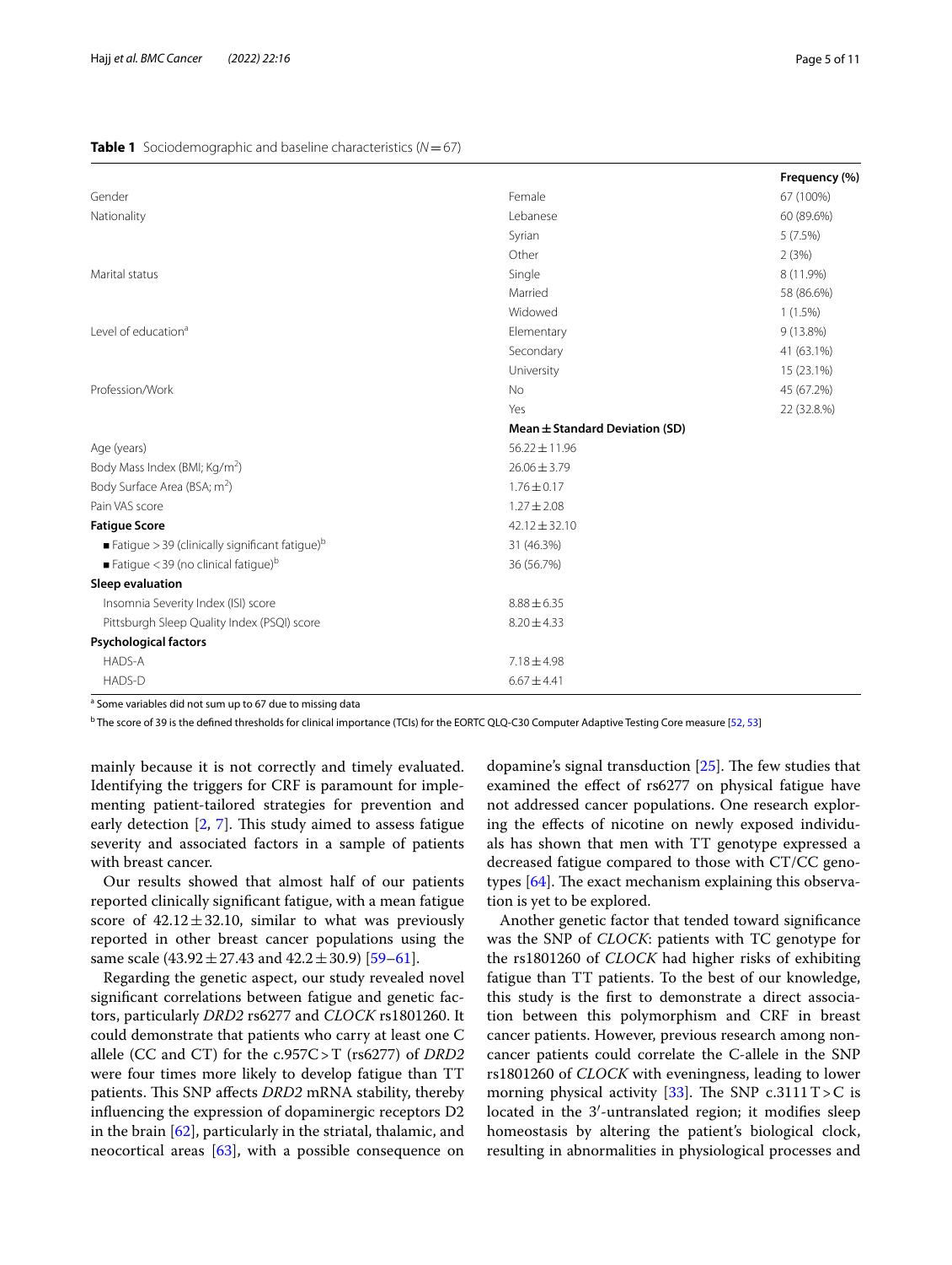**Table 1** Sociodemographic and baseline characteristics ($N = 67$)

| | | Frequency (%) |
|---|---|---|
| Gender | Female | 67 (100%) |
| Nationality | Lebanese | 60 (89.6%) |
| | Syrian | 5 (7.5%) |
| | Other | 2 (3%) |
| Marital status | Single | 8 (11.9%) |
| | Married | 58 (86.6%) |
| | Widowed | 1 (1.5%) |
| Level of education[a] | Elementary | 9 (13.8%) |
| | Secondary | 41 (63.1%) |
| | University | 15 (23.1%) |
| Profession/Work | No | 45 (67.2%) |
| | Yes | 22 (32.8.%) |
| | **Mean ± Standard Deviation (SD)** | |
| Age (years) | 56.22 ± 11.96 | |
| Body Mass Index (BMI; Kg/m$^2$) | 26.06 ± 3.79 | |
| Body Surface Area (BSA; m$^2$) | 1.76 ± 0.17 | |
| Pain VAS score | 1.27 ± 2.08 | |
| **Fatigue Score** | 42.12 ± 32.10 | |
| ■ Fatigue > 39 (clinically significant fatigue)[b] | 31 (46.3%) | |
| ■ Fatigue < 39 (no clinical fatigue)[b] | 36 (56.7%) | |
| **Sleep evaluation** | | |
| Insomnia Severity Index (ISI) score | 8.88 ± 6.35 | |
| Pittsburgh Sleep Quality Index (PSQI) score | 8.20 ± 4.33 | |
| **Psychological factors** | | |
| HADS-A | 7.18 ± 4.98 | |
| HADS-D | 6.67 ± 4.41 | |

[a] Some variables did not sum up to 67 due to missing data

[b] The score of 39 is the defined thresholds for clinical importance (TCIs) for the EORTC QLQ-C30 Computer Adaptive Testing Core measure [52, 53]

mainly because it is not correctly and timely evaluated. Identifying the triggers for CRF is paramount for implementing patient-tailored strategies for prevention and early detection [2, 7]. This study aimed to assess fatigue severity and associated factors in a sample of patients with breast cancer.

Our results showed that almost half of our patients reported clinically significant fatigue, with a mean fatigue score of 42.12 ± 32.10, similar to what was previously reported in other breast cancer populations using the same scale (43.92 ± 27.43 and 42.2 ± 30.9) [59–61].

Regarding the genetic aspect, our study revealed novel significant correlations between fatigue and genetic factors, particularly *DRD2* rs6277 and *CLOCK* rs1801260. It could demonstrate that patients who carry at least one C allele (CC and CT) for the c.957C > T (rs6277) of *DRD2* were four times more likely to develop fatigue than TT patients. This SNP affects *DRD2* mRNA stability, thereby influencing the expression of dopaminergic receptors D2 in the brain [62], particularly in the striatal, thalamic, and neocortical areas [63], with a possible consequence on dopamine's signal transduction [25]. The few studies that examined the effect of rs6277 on physical fatigue have not addressed cancer populations. One research exploring the effects of nicotine on newly exposed individuals has shown that men with TT genotype expressed a decreased fatigue compared to those with CT/CC genotypes [64]. The exact mechanism explaining this observation is yet to be explored.

Another genetic factor that tended toward significance was the SNP of *CLOCK*: patients with TC genotype for the rs1801260 of *CLOCK* had higher risks of exhibiting fatigue than TT patients. To the best of our knowledge, this study is the first to demonstrate a direct association between this polymorphism and CRF in breast cancer patients. However, previous research among non-cancer patients could correlate the C-allele in the SNP rs1801260 of *CLOCK* with eveningness, leading to lower morning physical activity [33]. The SNP c.3111 T > C is located in the 3′-untranslated region; it modifies sleep homeostasis by altering the patient's biological clock, resulting in abnormalities in physiological processes and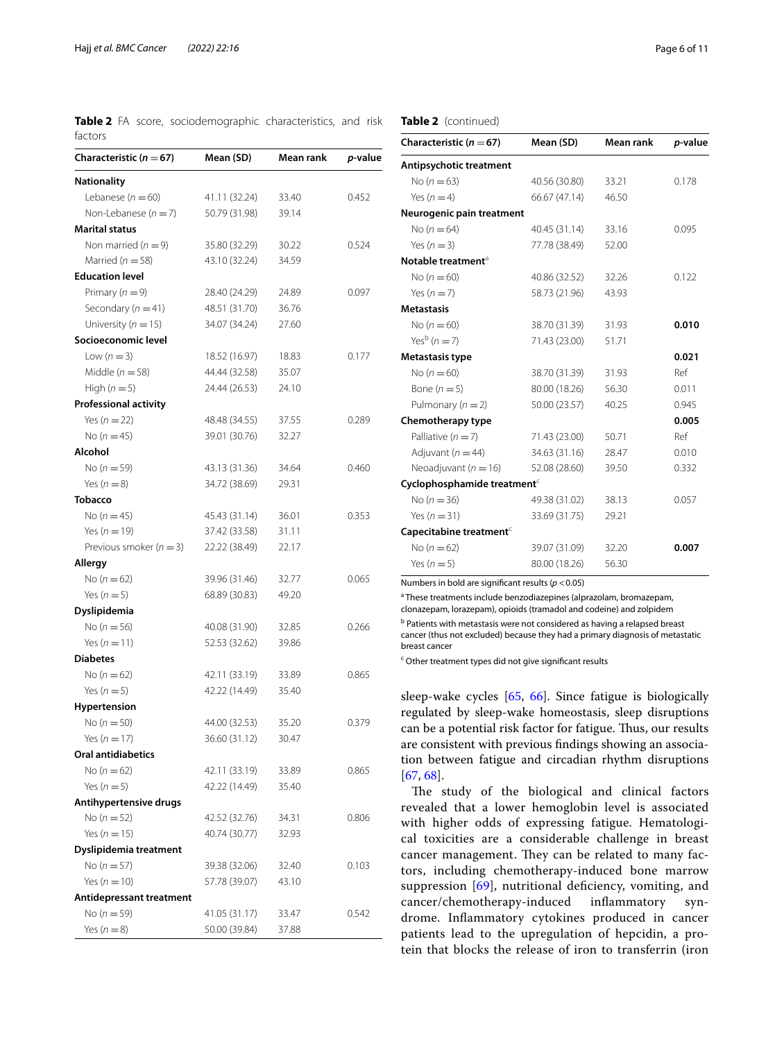**Table 2** FA score, sociodemographic characteristics, and risk factors

| Characteristic (*n* = 67) | Mean (SD) | Mean rank | *p*-value |
|---|---|---|---|
| **Nationality** | | | |
| Lebanese (*n* = 60) | 41.11 (32.24) | 33.40 | 0.452 |
| Non-Lebanese (*n* = 7) | 50.79 (31.98) | 39.14 | |
| **Marital status** | | | |
| Non married (*n* = 9) | 35.80 (32.29) | 30.22 | 0.524 |
| Married (*n* = 58) | 43.10 (32.24) | 34.59 | |
| **Education level** | | | |
| Primary (*n* = 9) | 28.40 (24.29) | 24.89 | 0.097 |
| Secondary (*n* = 41) | 48.51 (31.70) | 36.76 | |
| University (*n* = 15) | 34.07 (34.24) | 27.60 | |
| **Socioeconomic level** | | | |
| Low (*n* = 3) | 18.52 (16.97) | 18.83 | 0.177 |
| Middle (*n* = 58) | 44.44 (32.58) | 35.07 | |
| High (*n* = 5) | 24.44 (26.53) | 24.10 | |
| **Professional activity** | | | |
| Yes (*n* = 22) | 48.48 (34.55) | 37.55 | 0.289 |
| No (*n* = 45) | 39.01 (30.76) | 32.27 | |
| **Alcohol** | | | |
| No (*n* = 59) | 43.13 (31.36) | 34.64 | 0.460 |
| Yes (*n* = 8) | 34.72 (38.69) | 29.31 | |
| **Tobacco** | | | |
| No (*n* = 45) | 45.43 (31.14) | 36.01 | 0.353 |
| Yes (*n* = 19) | 37.42 (33.58) | 31.11 | |
| Previous smoker (*n* = 3) | 22.22 (38.49) | 22.17 | |
| **Allergy** | | | |
| No (*n* = 62) | 39.96 (31.46) | 32.77 | 0.065 |
| Yes (*n* = 5) | 68.89 (30.83) | 49.20 | |
| **Dyslipidemia** | | | |
| No (*n* = 56) | 40.08 (31.90) | 32.85 | 0.266 |
| Yes (*n* = 11) | 52.53 (32.62) | 39.86 | |
| **Diabetes** | | | |
| No (*n* = 62) | 42.11 (33.19) | 33.89 | 0.865 |
| Yes (*n* = 5) | 42.22 (14.49) | 35.40 | |
| **Hypertension** | | | |
| No (*n* = 50) | 44.00 (32.53) | 35.20 | 0.379 |
| Yes (*n* = 17) | 36.60 (31.12) | 30.47 | |
| **Oral antidiabetics** | | | |
| No (*n* = 62) | 42.11 (33.19) | 33.89 | 0.865 |
| Yes (*n* = 5) | 42.22 (14.49) | 35.40 | |
| **Antihypertensive drugs** | | | |
| No (*n* = 52) | 42.52 (32.76) | 34.31 | 0.806 |
| Yes (*n* = 15) | 40.74 (30.77) | 32.93 | |
| **Dyslipidemia treatment** | | | |
| No (*n* = 57) | 39.38 (32.06) | 32.40 | 0.103 |
| Yes (*n* = 10) | 57.78 (39.07) | 43.10 | |
| **Antidepressant treatment** | | | |
| No (*n* = 59) | 41.05 (31.17) | 33.47 | 0.542 |
| Yes (*n* = 8) | 50.00 (39.84) | 37.88 | |
| **Antipsychotic treatment** | | | |
| No (*n* = 63) | 40.56 (30.80) | 33.21 | 0.178 |
| Yes (*n* = 4) | 66.67 (47.14) | 46.50 | |
| **Neurogenic pain treatment** | | | |
| No (*n* = 64) | 40.45 (31.14) | 33.16 | 0.095 |
| Yes (*n* = 3) | 77.78 (38.49) | 52.00 | |
| **Notable treatment**[a] | | | |
| No (*n* = 60) | 40.86 (32.52) | 32.26 | 0.122 |
| Yes (*n* = 7) | 58.73 (21.96) | 43.93 | |
| **Metastasis** | | | |
| No (*n* = 60) | 38.70 (31.39) | 31.93 | **0.010** |
| Yes[b] (*n* = 7) | 71.43 (23.00) | 51.71 | |
| **Metastasis type** | | | **0.021** |
| No (*n* = 60) | 38.70 (31.39) | 31.93 | Ref |
| Bone (*n* = 5) | 80.00 (18.26) | 56.30 | 0.011 |
| Pulmonary (*n* = 2) | 50.00 (23.57) | 40.25 | 0.945 |
| **Chemotherapy type** | | | **0.005** |
| Palliative (*n* = 7) | 71.43 (23.00) | 50.71 | Ref |
| Adjuvant (*n* = 44) | 34.63 (31.16) | 28.47 | 0.010 |
| Neoadjuvant (*n* = 16) | 52.08 (28.60) | 39.50 | 0.332 |
| **Cyclophosphamide treatment**[c] | | | |
| No (*n* = 36) | 49.38 (31.02) | 38.13 | 0.057 |
| Yes (*n* = 31) | 33.69 (31.75) | 29.21 | |
| **Capecitabine treatment**[c] | | | |
| No (*n* = 62) | 39.07 (31.09) | 32.20 | **0.007** |
| Yes (*n* = 5) | 80.00 (18.26) | 56.30 | |

Numbers in bold are significant results ($p < 0.05$)

[a] These treatments include benzodiazepines (alprazolam, bromazepam, clonazepam, lorazepam), opioids (tramadol and codeine) and zolpidem

[b] Patients with metastasis were not considered as having a relapsed breast cancer (thus not excluded) because they had a primary diagnosis of metastatic breast cancer

[c] Other treatment types did not give significant results

sleep-wake cycles [65, 66]. Since fatigue is biologically regulated by sleep-wake homeostasis, sleep disruptions can be a potential risk factor for fatigue. Thus, our results are consistent with previous findings showing an association between fatigue and circadian rhythm disruptions [67, 68].

The study of the biological and clinical factors revealed that a lower hemoglobin level is associated with higher odds of expressing fatigue. Hematological toxicities are a considerable challenge in breast cancer management. They can be related to many factors, including chemotherapy-induced bone marrow suppression [69], nutritional deficiency, vomiting, and cancer/chemotherapy-induced inflammatory syndrome. Inflammatory cytokines produced in cancer patients lead to the upregulation of hepcidin, a protein that blocks the release of iron to transferrin (iron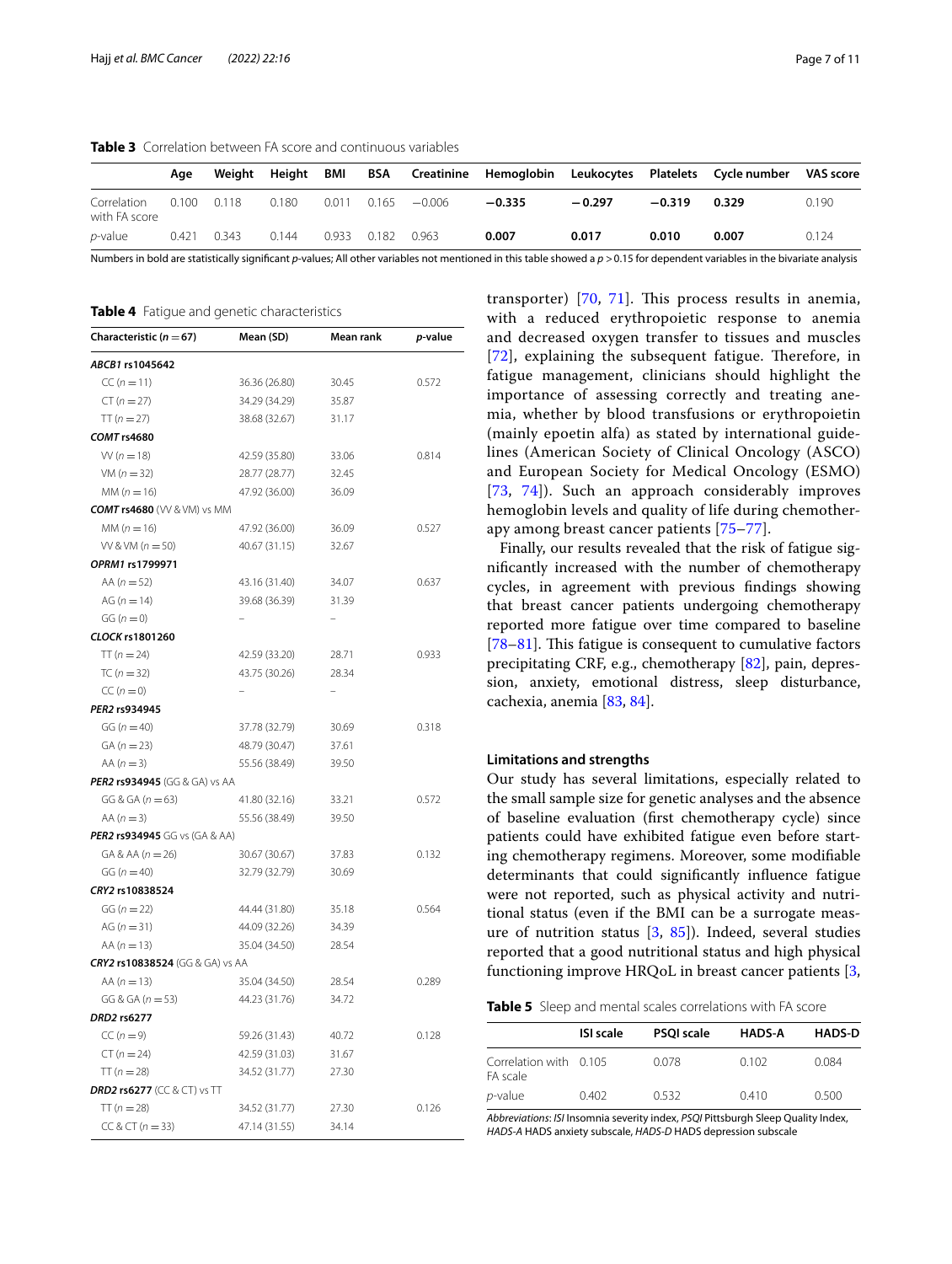**Table 3** Correlation between FA score and continuous variables

| | Age | Weight | Height | BMI | BSA | Creatinine | Hemoglobin | Leukocytes | Platelets | Cycle number | VAS score |
|---|---|---|---|---|---|---|---|---|---|---|---|
| Correlation with FA score | 0.100 | 0.118 | 0.180 | 0.011 | 0.165 | −0.006 | **−0.335** | **−0.297** | **−0.319** | **0.329** | 0.190 |
| *p*-value | 0.421 | 0.343 | 0.144 | 0.933 | 0.182 | 0.963 | **0.007** | **0.017** | **0.010** | **0.007** | 0.124 |

Numbers in bold are statistically significant *p*-values; All other variables not mentioned in this table showed a $p > 0.15$ for dependent variables in the bivariate analysis

**Table 4** Fatigue and genetic characteristics

| Characteristic ($n = 67$) | Mean (SD) | Mean rank | *p*-value |
|---|---|---|---|
| ***ABCB1* rs1045642** | | | |
| CC ($n = 11$) | 36.36 (26.80) | 30.45 | 0.572 |
| CT ($n = 27$) | 34.29 (34.29) | 35.87 | |
| TT ($n = 27$) | 38.68 (32.67) | 31.17 | |
| ***COMT* rs4680** | | | |
| VV ($n = 18$) | 42.59 (35.80) | 33.06 | 0.814 |
| VM ($n = 32$) | 28.77 (28.77) | 32.45 | |
| MM ($n = 16$) | 47.92 (36.00) | 36.09 | |
| ***COMT* rs4680** (VV & VM) vs MM | | | |
| MM ($n = 16$) | 47.92 (36.00) | 36.09 | 0.527 |
| VV & VM ($n = 50$) | 40.67 (31.15) | 32.67 | |
| ***OPRM1* rs1799971** | | | |
| AA ($n = 52$) | 43.16 (31.40) | 34.07 | 0.637 |
| AG ($n = 14$) | 39.68 (36.39) | 31.39 | |
| GG ($n = 0$) | – | – | |
| ***CLOCK* rs1801260** | | | |
| TT ($n = 24$) | 42.59 (33.20) | 28.71 | 0.933 |
| TC ($n = 32$) | 43.75 (30.26) | 28.34 | |
| CC ($n = 0$) | – | – | |
| ***PER2* rs934945** | | | |
| GG ($n = 40$) | 37.78 (32.79) | 30.69 | 0.318 |
| GA ($n = 23$) | 48.79 (30.47) | 37.61 | |
| AA ($n = 3$) | 55.56 (38.49) | 39.50 | |
| ***PER2* rs934945** (GG & GA) vs AA | | | |
| GG & GA ($n = 63$) | 41.80 (32.16) | 33.21 | 0.572 |
| AA ($n = 3$) | 55.56 (38.49) | 39.50 | |
| ***PER2* rs934945** GG vs (GA & AA) | | | |
| GA & AA ($n = 26$) | 30.67 (30.67) | 37.83 | 0.132 |
| GG ($n = 40$) | 32.79 (32.79) | 30.69 | |
| ***CRY2* rs10838524** | | | |
| GG ($n = 22$) | 44.44 (31.80) | 35.18 | 0.564 |
| AG ($n = 31$) | 44.09 (32.26) | 34.39 | |
| AA ($n = 13$) | 35.04 (34.50) | 28.54 | |
| ***CRY2* rs10838524** (GG & GA) vs AA | | | |
| AA ($n = 13$) | 35.04 (34.50) | 28.54 | 0.289 |
| GG & GA ($n = 53$) | 44.23 (31.76) | 34.72 | |
| ***DRD2* rs6277** | | | |
| CC ($n = 9$) | 59.26 (31.43) | 40.72 | 0.128 |
| CT ($n = 24$) | 42.59 (31.03) | 31.67 | |
| TT ($n = 28$) | 34.52 (31.77) | 27.30 | |
| ***DRD2* rs6277** (CC & CT) vs TT | | | |
| TT ($n = 28$) | 34.52 (31.77) | 27.30 | 0.126 |
| CC & CT ($n = 33$) | 47.14 (31.55) | 34.14 | |

transporter) [70, 71]. This process results in anemia, with a reduced erythropoietic response to anemia and decreased oxygen transfer to tissues and muscles [72], explaining the subsequent fatigue. Therefore, in fatigue management, clinicians should highlight the importance of assessing correctly and treating anemia, whether by blood transfusions or erythropoietin (mainly epoetin alfa) as stated by international guidelines (American Society of Clinical Oncology (ASCO) and European Society for Medical Oncology (ESMO) [73, 74]). Such an approach considerably improves hemoglobin levels and quality of life during chemotherapy among breast cancer patients [75–77].

Finally, our results revealed that the risk of fatigue significantly increased with the number of chemotherapy cycles, in agreement with previous findings showing that breast cancer patients undergoing chemotherapy reported more fatigue over time compared to baseline [78–81]. This fatigue is consequent to cumulative factors precipitating CRF, e.g., chemotherapy [82], pain, depression, anxiety, emotional distress, sleep disturbance, cachexia, anemia [83, 84].

### Limitations and strengths

Our study has several limitations, especially related to the small sample size for genetic analyses and the absence of baseline evaluation (first chemotherapy cycle) since patients could have exhibited fatigue even before starting chemotherapy regimens. Moreover, some modifiable determinants that could significantly influence fatigue were not reported, such as physical activity and nutritional status (even if the BMI can be a surrogate measure of nutrition status [3, 85]). Indeed, several studies reported that a good nutritional status and high physical functioning improve HRQoL in breast cancer patients [3,

**Table 5** Sleep and mental scales correlations with FA score

| | ISI scale | PSQI scale | HADS-A | HADS-D |
|---|---|---|---|---|
| Correlation with FA scale | 0.105 | 0.078 | 0.102 | 0.084 |
| *p*-value | 0.402 | 0.532 | 0.410 | 0.500 |

*Abbreviations*: *ISI* Insomnia severity index, *PSQI* Pittsburgh Sleep Quality Index, *HADS-A* HADS anxiety subscale, *HADS-D* HADS depression subscale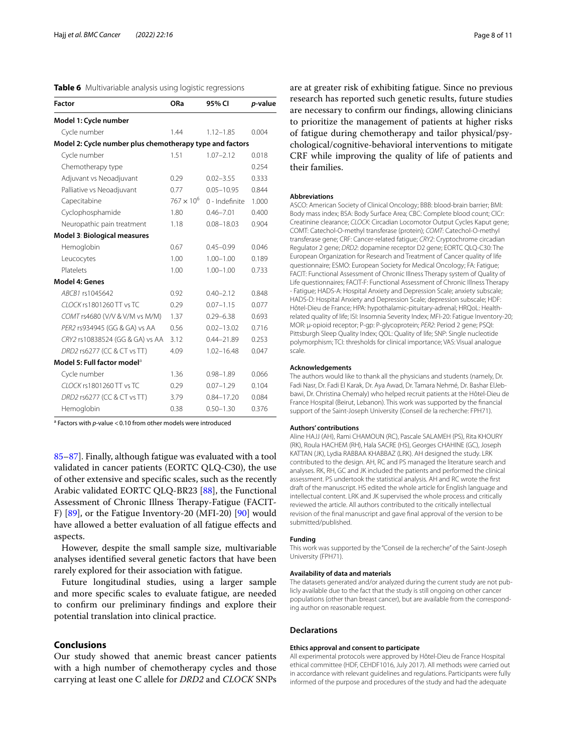**Table 6** Multivariable analysis using logistic regressions

| Factor | ORa | 95% CI | *p*-value |
|---|---|---|---|
| **Model 1: Cycle number** | | | |
| Cycle number | 1.44 | 1.12–1.85 | 0.004 |
| **Model 2: Cycle number plus chemotherapy type and factors** | | | |
| Cycle number | 1.51 | 1.07–2.12 | 0.018 |
| Chemotherapy type | | | 0.254 |
| Adjuvant vs Neoadjuvant | 0.29 | 0.02–3.55 | 0.333 |
| Palliative vs Neoadjuvant | 0.77 | 0.05–10.95 | 0.844 |
| Capecitabine | $767 \times 10^6$ | 0 - Indefinite | 1.000 |
| Cyclophosphamide | 1.80 | 0.46–7.01 | 0.400 |
| Neuropathic pain treatment | 1.18 | 0.08–18.03 | 0.904 |
| **Model 3**: **Biological measures** | | | |
| Hemoglobin | 0.67 | 0.45–0.99 | 0.046 |
| Leucocytes | 1.00 | 1.00–1.00 | 0.189 |
| Platelets | 1.00 | 1.00–1.00 | 0.733 |
| **Model 4: Genes** | | | |
| *ABCB1* rs1045642 | 0.92 | 0.40–2.12 | 0.848 |
| *CLOCK* rs1801260 TT vs TC | 0.29 | 0.07–1.15 | 0.077 |
| *COMT* rs4680 (V/V & V/M vs M/M) | 1.37 | 0.29–6.38 | 0.693 |
| *PER2* rs934945 (GG & GA) vs AA | 0.56 | 0.02–13.02 | 0.716 |
| *CRY2* rs10838524 (GG & GA) vs AA | 3.12 | 0.44–21.89 | 0.253 |
| *DRD2* rs6277 (CC & CT vs TT) | 4.09 | 1.02–16.48 | 0.047 |
| **Model 5: Full factor model**[a] | | | |
| Cycle number | 1.36 | 0.98–1.89 | 0.066 |
| *CLOCK* rs1801260 TT vs TC | 0.29 | 0.07–1.29 | 0.104 |
| *DRD2* rs6277 (CC & CT vs TT) | 3.79 | 0.84–17.20 | 0.084 |
| Hemoglobin | 0.38 | 0.50–1.30 | 0.376 |

[a] Factors with *p*-value < 0.10 from other models were introduced

85–87]. Finally, although fatigue was evaluated with a tool validated in cancer patients (EORTC QLQ-C30), the use of other extensive and specific scales, such as the recently Arabic validated EORTC QLQ-BR23 [88], the Functional Assessment of Chronic Illness Therapy-Fatigue (FACIT-F) [89], or the Fatigue Inventory-20 (MFI-20) [90] would have allowed a better evaluation of all fatigue effects and aspects.

However, despite the small sample size, multivariable analyses identified several genetic factors that have been rarely explored for their association with fatigue.

Future longitudinal studies, using a larger sample and more specific scales to evaluate fatigue, are needed to confirm our preliminary findings and explore their potential translation into clinical practice.

## Conclusions

Our study showed that anemic breast cancer patients with a high number of chemotherapy cycles and those carrying at least one C allele for *DRD2* and *CLOCK* SNPs are at greater risk of exhibiting fatigue. Since no previous research has reported such genetic results, future studies are necessary to confirm our findings, allowing clinicians to prioritize the management of patients at higher risks of fatigue during chemotherapy and tailor physical/psychological/cognitive-behavioral interventions to mitigate CRF while improving the quality of life of patients and their families.

### Abbreviations

ASCO: American Society of Clinical Oncology; BBB: blood-brain barrier; BMI: Body mass index; BSA: Body Surface Area; CBC: Complete blood count; ClCr: Creatinine clearance; *CLOCK*: Circadian Locomotor Output Cycles Kaput gene; COMT: Catechol-O-methyl transferase (protein); *COMT*: Catechol-O-methyl transferase gene; CRF: Cancer-related fatigue; *CRY2*: Cryptochrome circadian Regulator 2 gene; *DRD2*: dopamine receptor D2 gene; EORTC QLQ-C30: The European Organization for Research and Treatment of Cancer quality of life questionnaire; ESMO: European Society for Medical Oncology; FA: Fatigue; FACIT: Functional Assessment of Chronic Illness Therapy system of Quality of Life questionnaires; FACIT-F: Functional Assessment of Chronic Illness Therapy - Fatigue; HADS-A: Hospital Anxiety and Depression Scale; anxiety subscale; HADS-D: Hospital Anxiety and Depression Scale; depression subscale; HDF: Hôtel-Dieu de France; HPA: hypothalamic-pituitary-adrenal; HRQoL: Health-related quality of life; ISI: Insomnia Severity Index; MFI-20: Fatigue Inventory-20; MOR: μ-opioid receptor; P-gp: P-glycoprotein; *PER2*: Period 2 gene; PSQI: Pittsburgh Sleep Quality Index; QOL: Quality of life; SNP: Single nucleotide polymorphism; TCI: thresholds for clinical importance; VAS: Visual analogue scale.

### Acknowledgements

The authors would like to thank all the physicians and students (namely, Dr. Fadi Nasr, Dr. Fadi El Karak, Dr. Aya Awad, Dr. Tamara Nehmé, Dr. Bashar ElJebbawi, Dr. Christina Chemaly) who helped recruit patients at the Hôtel-Dieu de France Hospital (Beirut, Lebanon). This work was supported by the financial support of the Saint-Joseph University (Conseil de la recherche: FPH71).

### Authors' contributions

Aline HAJJ (AH), Rami CHAMOUN (RC), Pascale SALAMEH (PS), Rita KHOURY (RK), Roula HACHEM (RH), Hala SACRE (HS), Georges CHAHINE (GC), Joseph KATTAN (JK), Lydia RABBAA KHABBAZ (LRK). AH designed the study. LRK contributed to the design. AH, RC and PS managed the literature search and analyses. RK, RH, GC and JK included the patients and performed the clinical assessment. PS undertook the statistical analysis. AH and RC wrote the first draft of the manuscript. HS edited the whole article for English language and intellectual content. LRK and JK supervised the whole process and critically reviewed the article. All authors contributed to the critically intellectual revision of the final manuscript and gave final approval of the version to be submitted/published.

### Funding

This work was supported by the "Conseil de la recherche" of the Saint-Joseph University (FPH71).

### Availability of data and materials

The datasets generated and/or analyzed during the current study are not publicly available due to the fact that the study is still ongoing on other cancer populations (other than breast cancer), but are available from the corresponding author on reasonable request.

## Declarations

### Ethics approval and consent to participate

All experimental protocols were approved by Hôtel-Dieu de France Hospital ethical committee (HDF, CEHDF1016, July 2017). All methods were carried out in accordance with relevant guidelines and regulations. Participants were fully informed of the purpose and procedures of the study and had the adequate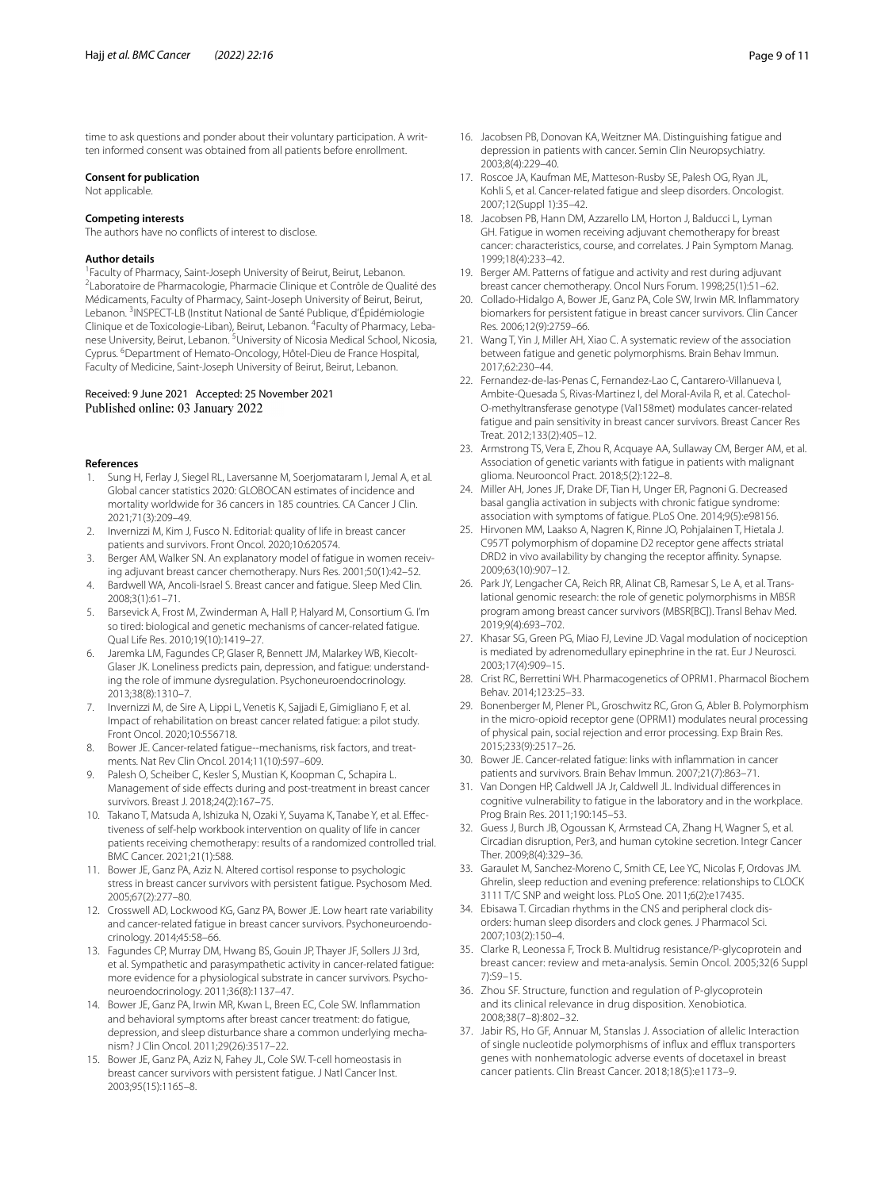time to ask questions and ponder about their voluntary participation. A written informed consent was obtained from all patients before enrollment.

#### Consent for publication

Not applicable.

#### Competing interests

The authors have no conflicts of interest to disclose.

#### Author details

[1]Faculty of Pharmacy, Saint-Joseph University of Beirut, Beirut, Lebanon. [2]Laboratoire de Pharmacologie, Pharmacie Clinique et Contrôle de Qualité des Médicaments, Faculty of Pharmacy, Saint-Joseph University of Beirut, Beirut, Lebanon. [3]INSPECT-LB (Institut National de Santé Publique, d'Épidémiologie Clinique et de Toxicologie-Liban), Beirut, Lebanon. [4]Faculty of Pharmacy, Lebanese University, Beirut, Lebanon. [5]University of Nicosia Medical School, Nicosia, Cyprus. [6]Department of Hemato-Oncology, Hôtel-Dieu de France Hospital, Faculty of Medicine, Saint-Joseph University of Beirut, Beirut, Lebanon.

Received: 9 June 2021 Accepted: 25 November 2021
Published online: 03 January 2022

## References

1. Sung H, Ferlay J, Siegel RL, Laversanne M, Soerjomataram I, Jemal A, et al. Global cancer statistics 2020: GLOBOCAN estimates of incidence and mortality worldwide for 36 cancers in 185 countries. CA Cancer J Clin. 2021;71(3):209–49.
2. Invernizzi M, Kim J, Fusco N. Editorial: quality of life in breast cancer patients and survivors. Front Oncol. 2020;10:620574.
3. Berger AM, Walker SN. An explanatory model of fatigue in women receiving adjuvant breast cancer chemotherapy. Nurs Res. 2001;50(1):42–52.
4. Bardwell WA, Ancoli-Israel S. Breast cancer and fatigue. Sleep Med Clin. 2008;3(1):61–71.
5. Barsevick A, Frost M, Zwinderman A, Hall P, Halyard M, Consortium G. I'm so tired: biological and genetic mechanisms of cancer-related fatigue. Qual Life Res. 2010;19(10):1419–27.
6. Jaremka LM, Fagundes CP, Glaser R, Bennett JM, Malarkey WB, Kiecolt-Glaser JK. Loneliness predicts pain, depression, and fatigue: understanding the role of immune dysregulation. Psychoneuroendocrinology. 2013;38(8):1310–7.
7. Invernizzi M, de Sire A, Lippi L, Venetis K, Sajjadi E, Gimigliano F, et al. Impact of rehabilitation on breast cancer related fatigue: a pilot study. Front Oncol. 2020;10:556718.
8. Bower JE. Cancer-related fatigue--mechanisms, risk factors, and treatments. Nat Rev Clin Oncol. 2014;11(10):597–609.
9. Palesh O, Scheiber C, Kesler S, Mustian K, Koopman C, Schapira L. Management of side effects during and post-treatment in breast cancer survivors. Breast J. 2018;24(2):167–75.
10. Takano T, Matsuda A, Ishizuka N, Ozaki Y, Suyama K, Tanabe Y, et al. Effectiveness of self-help workbook intervention on quality of life in cancer patients receiving chemotherapy: results of a randomized controlled trial. BMC Cancer. 2021;21(1):588.
11. Bower JE, Ganz PA, Aziz N. Altered cortisol response to psychologic stress in breast cancer survivors with persistent fatigue. Psychosom Med. 2005;67(2):277–80.
12. Crosswell AD, Lockwood KG, Ganz PA, Bower JE. Low heart rate variability and cancer-related fatigue in breast cancer survivors. Psychoneuroendocrinology. 2014;45:58–66.
13. Fagundes CP, Murray DM, Hwang BS, Gouin JP, Thayer JF, Sollers JJ 3rd, et al. Sympathetic and parasympathetic activity in cancer-related fatigue: more evidence for a physiological substrate in cancer survivors. Psychoneuroendocrinology. 2011;36(8):1137–47.
14. Bower JE, Ganz PA, Irwin MR, Kwan L, Breen EC, Cole SW. Inflammation and behavioral symptoms after breast cancer treatment: do fatigue, depression, and sleep disturbance share a common underlying mechanism? J Clin Oncol. 2011;29(26):3517–22.
15. Bower JE, Ganz PA, Aziz N, Fahey JL, Cole SW. T-cell homeostasis in breast cancer survivors with persistent fatigue. J Natl Cancer Inst. 2003;95(15):1165–8.
16. Jacobsen PB, Donovan KA, Weitzner MA. Distinguishing fatigue and depression in patients with cancer. Semin Clin Neuropsychiatry. 2003;8(4):229–40.
17. Roscoe JA, Kaufman ME, Matteson-Rusby SE, Palesh OG, Ryan JL, Kohli S, et al. Cancer-related fatigue and sleep disorders. Oncologist. 2007;12(Suppl 1):35–42.
18. Jacobsen PB, Hann DM, Azzarello LM, Horton J, Balducci L, Lyman GH. Fatigue in women receiving adjuvant chemotherapy for breast cancer: characteristics, course, and correlates. J Pain Symptom Manag. 1999;18(4):233–42.
19. Berger AM. Patterns of fatigue and activity and rest during adjuvant breast cancer chemotherapy. Oncol Nurs Forum. 1998;25(1):51–62.
20. Collado-Hidalgo A, Bower JE, Ganz PA, Cole SW, Irwin MR. Inflammatory biomarkers for persistent fatigue in breast cancer survivors. Clin Cancer Res. 2006;12(9):2759–66.
21. Wang T, Yin J, Miller AH, Xiao C. A systematic review of the association between fatigue and genetic polymorphisms. Brain Behav Immun. 2017;62:230–44.
22. Fernandez-de-las-Penas C, Fernandez-Lao C, Cantarero-Villanueva I, Ambite-Quesada S, Rivas-Martinez I, del Moral-Avila R, et al. Catechol-O-methyltransferase genotype (Val158met) modulates cancer-related fatigue and pain sensitivity in breast cancer survivors. Breast Cancer Res Treat. 2012;133(2):405–12.
23. Armstrong TS, Vera E, Zhou R, Acquaye AA, Sullaway CM, Berger AM, et al. Association of genetic variants with fatigue in patients with malignant glioma. Neurooncol Pract. 2018;5(2):122–8.
24. Miller AH, Jones JF, Drake DF, Tian H, Unger ER, Pagnoni G. Decreased basal ganglia activation in subjects with chronic fatigue syndrome: association with symptoms of fatigue. PLoS One. 2014;9(5):e98156.
25. Hirvonen MM, Laakso A, Nagren K, Rinne JO, Pohjalainen T, Hietala J. C957T polymorphism of dopamine D2 receptor gene affects striatal DRD2 in vivo availability by changing the receptor affinity. Synapse. 2009;63(10):907–12.
26. Park JY, Lengacher CA, Reich RR, Alinat CB, Ramesar S, Le A, et al. Translational genomic research: the role of genetic polymorphisms in MBSR program among breast cancer survivors (MBSR[BC]). Transl Behav Med. 2019;9(4):693–702.
27. Khasar SG, Green PG, Miao FJ, Levine JD. Vagal modulation of nociception is mediated by adrenomedullary epinephrine in the rat. Eur J Neurosci. 2003;17(4):909–15.
28. Crist RC, Berrettini WH. Pharmacogenetics of OPRM1. Pharmacol Biochem Behav. 2014;123:25–33.
29. Bonenberger M, Plener PL, Groschwitz RC, Gron G, Abler B. Polymorphism in the micro-opioid receptor gene (OPRM1) modulates neural processing of physical pain, social rejection and error processing. Exp Brain Res. 2015;233(9):2517–26.
30. Bower JE. Cancer-related fatigue: links with inflammation in cancer patients and survivors. Brain Behav Immun. 2007;21(7):863–71.
31. Van Dongen HP, Caldwell JA Jr, Caldwell JL. Individual differences in cognitive vulnerability to fatigue in the laboratory and in the workplace. Prog Brain Res. 2011;190:145–53.
32. Guess J, Burch JB, Ogoussan K, Armstead CA, Zhang H, Wagner S, et al. Circadian disruption, Per3, and human cytokine secretion. Integr Cancer Ther. 2009;8(4):329–36.
33. Garaulet M, Sanchez-Moreno C, Smith CE, Lee YC, Nicolas F, Ordovas JM. Ghrelin, sleep reduction and evening preference: relationships to CLOCK 3111 T/C SNP and weight loss. PLoS One. 2011;6(2):e17435.
34. Ebisawa T. Circadian rhythms in the CNS and peripheral clock disorders: human sleep disorders and clock genes. J Pharmacol Sci. 2007;103(2):150–4.
35. Clarke R, Leonessa F, Trock B. Multidrug resistance/P-glycoprotein and breast cancer: review and meta-analysis. Semin Oncol. 2005;32(6 Suppl 7):S9–15.
36. Zhou SF. Structure, function and regulation of P-glycoprotein and its clinical relevance in drug disposition. Xenobiotica. 2008;38(7–8):802–32.
37. Jabir RS, Ho GF, Annuar M, Stanslas J. Association of allelic Interaction of single nucleotide polymorphisms of influx and efflux transporters genes with nonhematologic adverse events of docetaxel in breast cancer patients. Clin Breast Cancer. 2018;18(5):e1173–9.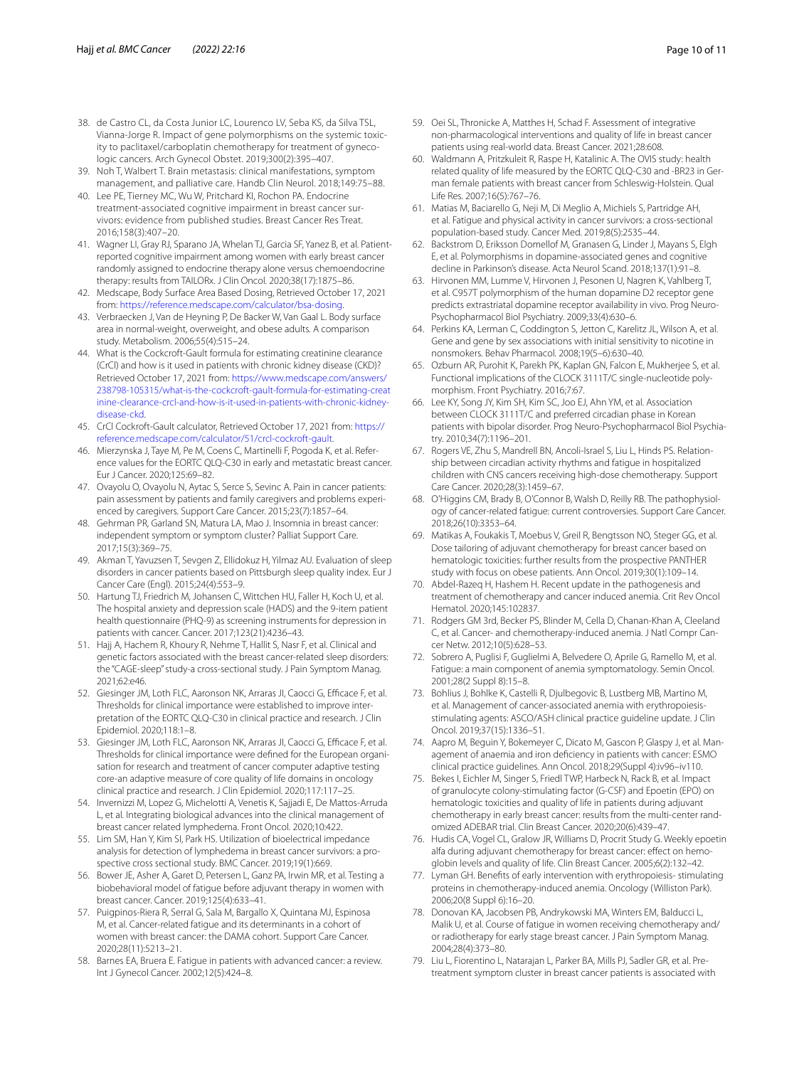38. de Castro CL, da Costa Junior LC, Lourenco LV, Seba KS, da Silva TSL, Vianna-Jorge R. Impact of gene polymorphisms on the systemic toxicity to paclitaxel/carboplatin chemotherapy for treatment of gynecologic cancers. Arch Gynecol Obstet. 2019;300(2):395–407.
39. Noh T, Walbert T. Brain metastasis: clinical manifestations, symptom management, and palliative care. Handb Clin Neurol. 2018;149:75–88.
40. Lee PE, Tierney MC, Wu W, Pritchard KI, Rochon PA. Endocrine treatment-associated cognitive impairment in breast cancer survivors: evidence from published studies. Breast Cancer Res Treat. 2016;158(3):407–20.
41. Wagner LI, Gray RJ, Sparano JA, Whelan TJ, Garcia SF, Yanez B, et al. Patient-reported cognitive impairment among women with early breast cancer randomly assigned to endocrine therapy alone versus chemoendocrine therapy: results from TAILORx. J Clin Oncol. 2020;38(17):1875–86.
42. Medscape, Body Surface Area Based Dosing, Retrieved October 17, 2021 from: https://reference.medscape.com/calculator/bsa-dosing.
43. Verbraecken J, Van de Heyning P, De Backer W, Van Gaal L. Body surface area in normal-weight, overweight, and obese adults. A comparison study. Metabolism. 2006;55(4):515–24.
44. What is the Cockcroft-Gault formula for estimating creatinine clearance (CrCl) and how is it used in patients with chronic kidney disease (CKD)? Retrieved October 17, 2021 from: https://www.medscape.com/answers/238798-105315/what-is-the-cockcroft-gault-formula-for-estimating-creatinine-clearance-crcl-and-how-is-it-used-in-patients-with-chronic-kidney-disease-ckd.
45. CrCl Cockroft-Gault calculator, Retrieved October 17, 2021 from: https://reference.medscape.com/calculator/51/crcl-cockroft-gault.
46. Mierzynska J, Taye M, Pe M, Coens C, Martinelli F, Pogoda K, et al. Reference values for the EORTC QLQ-C30 in early and metastatic breast cancer. Eur J Cancer. 2020;125:69–82.
47. Ovayolu O, Ovayolu N, Aytac S, Serce S, Sevinc A. Pain in cancer patients: pain assessment by patients and family caregivers and problems experienced by caregivers. Support Care Cancer. 2015;23(7):1857–64.
48. Gehrman PR, Garland SN, Matura LA, Mao J. Insomnia in breast cancer: independent symptom or symptom cluster? Palliat Support Care. 2017;15(3):369–75.
49. Akman T, Yavuzsen T, Sevgen Z, Ellidokuz H, Yilmaz AU. Evaluation of sleep disorders in cancer patients based on Pittsburgh sleep quality index. Eur J Cancer Care (Engl). 2015;24(4):553–9.
50. Hartung TJ, Friedrich M, Johansen C, Wittchen HU, Faller H, Koch U, et al. The hospital anxiety and depression scale (HADS) and the 9-item patient health questionnaire (PHQ-9) as screening instruments for depression in patients with cancer. Cancer. 2017;123(21):4236–43.
51. Hajj A, Hachem R, Khoury R, Nehme T, Hallit S, Nasr F, et al. Clinical and genetic factors associated with the breast cancer-related sleep disorders: the "CAGE-sleep" study-a cross-sectional study. J Pain Symptom Manag. 2021;62:e46.
52. Giesinger JM, Loth FLC, Aaronson NK, Arraras JI, Caocci G, Efficace F, et al. Thresholds for clinical importance were established to improve interpretation of the EORTC QLQ-C30 in clinical practice and research. J Clin Epidemiol. 2020;118:1–8.
53. Giesinger JM, Loth FLC, Aaronson NK, Arraras JI, Caocci G, Efficace F, et al. Thresholds for clinical importance were defined for the European organisation for research and treatment of cancer computer adaptive testing core-an adaptive measure of core quality of life domains in oncology clinical practice and research. J Clin Epidemiol. 2020;117:117–25.
54. Invernizzi M, Lopez G, Michelotti A, Venetis K, Sajjadi E, De Mattos-Arruda L, et al. Integrating biological advances into the clinical management of breast cancer related lymphedema. Front Oncol. 2020;10:422.
55. Lim SM, Han Y, Kim SI, Park HS. Utilization of bioelectrical impedance analysis for detection of lymphedema in breast cancer survivors: a prospective cross sectional study. BMC Cancer. 2019;19(1):669.
56. Bower JE, Asher A, Garet D, Petersen L, Ganz PA, Irwin MR, et al. Testing a biobehavioral model of fatigue before adjuvant therapy in women with breast cancer. Cancer. 2019;125(4):633–41.
57. Puigpinos-Riera R, Serral G, Sala M, Bargallo X, Quintana MJ, Espinosa M, et al. Cancer-related fatigue and its determinants in a cohort of women with breast cancer: the DAMA cohort. Support Care Cancer. 2020;28(11):5213–21.
58. Barnes EA, Bruera E. Fatigue in patients with advanced cancer: a review. Int J Gynecol Cancer. 2002;12(5):424–8.
59. Oei SL, Thronicke A, Matthes H, Schad F. Assessment of integrative non-pharmacological interventions and quality of life in breast cancer patients using real-world data. Breast Cancer. 2021;28:608.
60. Waldmann A, Pritzkuleit R, Raspe H, Katalinic A. The OVIS study: health related quality of life measured by the EORTC QLQ-C30 and -BR23 in German female patients with breast cancer from Schleswig-Holstein. Qual Life Res. 2007;16(5):767–76.
61. Matias M, Baciarello G, Neji M, Di Meglio A, Michiels S, Partridge AH, et al. Fatigue and physical activity in cancer survivors: a cross-sectional population-based study. Cancer Med. 2019;8(5):2535–44.
62. Backstrom D, Eriksson Domellof M, Granasen G, Linder J, Mayans S, Elgh E, et al. Polymorphisms in dopamine-associated genes and cognitive decline in Parkinson's disease. Acta Neurol Scand. 2018;137(1):91–8.
63. Hirvonen MM, Lumme V, Hirvonen J, Pesonen U, Nagren K, Vahlberg T, et al. C957T polymorphism of the human dopamine D2 receptor gene predicts extrastriatal dopamine receptor availability in vivo. Prog Neuro-Psychopharmacol Biol Psychiatry. 2009;33(4):630–6.
64. Perkins KA, Lerman C, Coddington S, Jetton C, Karelitz JL, Wilson A, et al. Gene and gene by sex associations with initial sensitivity to nicotine in nonsmokers. Behav Pharmacol. 2008;19(5–6):630–40.
65. Ozburn AR, Purohit K, Parekh PK, Kaplan GN, Falcon E, Mukherjee S, et al. Functional implications of the CLOCK 3111T/C single-nucleotide polymorphism. Front Psychiatry. 2016;7:67.
66. Lee KY, Song JY, Kim SH, Kim SC, Joo EJ, Ahn YM, et al. Association between CLOCK 3111T/C and preferred circadian phase in Korean patients with bipolar disorder. Prog Neuro-Psychopharmacol Biol Psychiatry. 2010;34(7):1196–201.
67. Rogers VE, Zhu S, Mandrell BN, Ancoli-Israel S, Liu L, Hinds PS. Relationship between circadian activity rhythms and fatigue in hospitalized children with CNS cancers receiving high-dose chemotherapy. Support Care Cancer. 2020;28(3):1459–67.
68. O'Higgins CM, Brady B, O'Connor B, Walsh D, Reilly RB. The pathophysiology of cancer-related fatigue: current controversies. Support Care Cancer. 2018;26(10):3353–64.
69. Matikas A, Foukakis T, Moebus V, Greil R, Bengtsson NO, Steger GG, et al. Dose tailoring of adjuvant chemotherapy for breast cancer based on hematologic toxicities: further results from the prospective PANTHER study with focus on obese patients. Ann Oncol. 2019;30(1):109–14.
70. Abdel-Razeq H, Hashem H. Recent update in the pathogenesis and treatment of chemotherapy and cancer induced anemia. Crit Rev Oncol Hematol. 2020;145:102837.
71. Rodgers GM 3rd, Becker PS, Blinder M, Cella D, Chanan-Khan A, Cleeland C, et al. Cancer- and chemotherapy-induced anemia. J Natl Compr Cancer Netw. 2012;10(5):628–53.
72. Sobrero A, Puglisi F, Guglielmi A, Belvedere O, Aprile G, Ramello M, et al. Fatigue: a main component of anemia symptomatology. Semin Oncol. 2001;28(2 Suppl 8):15–8.
73. Bohlius J, Bohlke K, Castelli R, Djulbegovic B, Lustberg MB, Martino M, et al. Management of cancer-associated anemia with erythropoiesis-stimulating agents: ASCO/ASH clinical practice guideline update. J Clin Oncol. 2019;37(15):1336–51.
74. Aapro M, Beguin Y, Bokemeyer C, Dicato M, Gascon P, Glaspy J, et al. Management of anaemia and iron deficiency in patients with cancer: ESMO clinical practice guidelines. Ann Oncol. 2018;29(Suppl 4):iv96–iv110.
75. Bekes I, Eichler M, Singer S, Friedl TWP, Harbeck N, Rack B, et al. Impact of granulocyte colony-stimulating factor (G-CSF) and Epoetin (EPO) on hematologic toxicities and quality of life in patients during adjuvant chemotherapy in early breast cancer: results from the multi-center randomized ADEBAR trial. Clin Breast Cancer. 2020;20(6):439–47.
76. Hudis CA, Vogel CL, Gralow JR, Williams D, Procrit Study G. Weekly epoetin alfa during adjuvant chemotherapy for breast cancer: effect on hemoglobin levels and quality of life. Clin Breast Cancer. 2005;6(2):132–42.
77. Lyman GH. Benefits of early intervention with erythropoiesis- stimulating proteins in chemotherapy-induced anemia. Oncology (Williston Park). 2006;20(8 Suppl 6):16–20.
78. Donovan KA, Jacobsen PB, Andrykowski MA, Winters EM, Balducci L, Malik U, et al. Course of fatigue in women receiving chemotherapy and/or radiotherapy for early stage breast cancer. J Pain Symptom Manag. 2004;28(4):373–80.
79. Liu L, Fiorentino L, Natarajan L, Parker BA, Mills PJ, Sadler GR, et al. Pre-treatment symptom cluster in breast cancer patients is associated with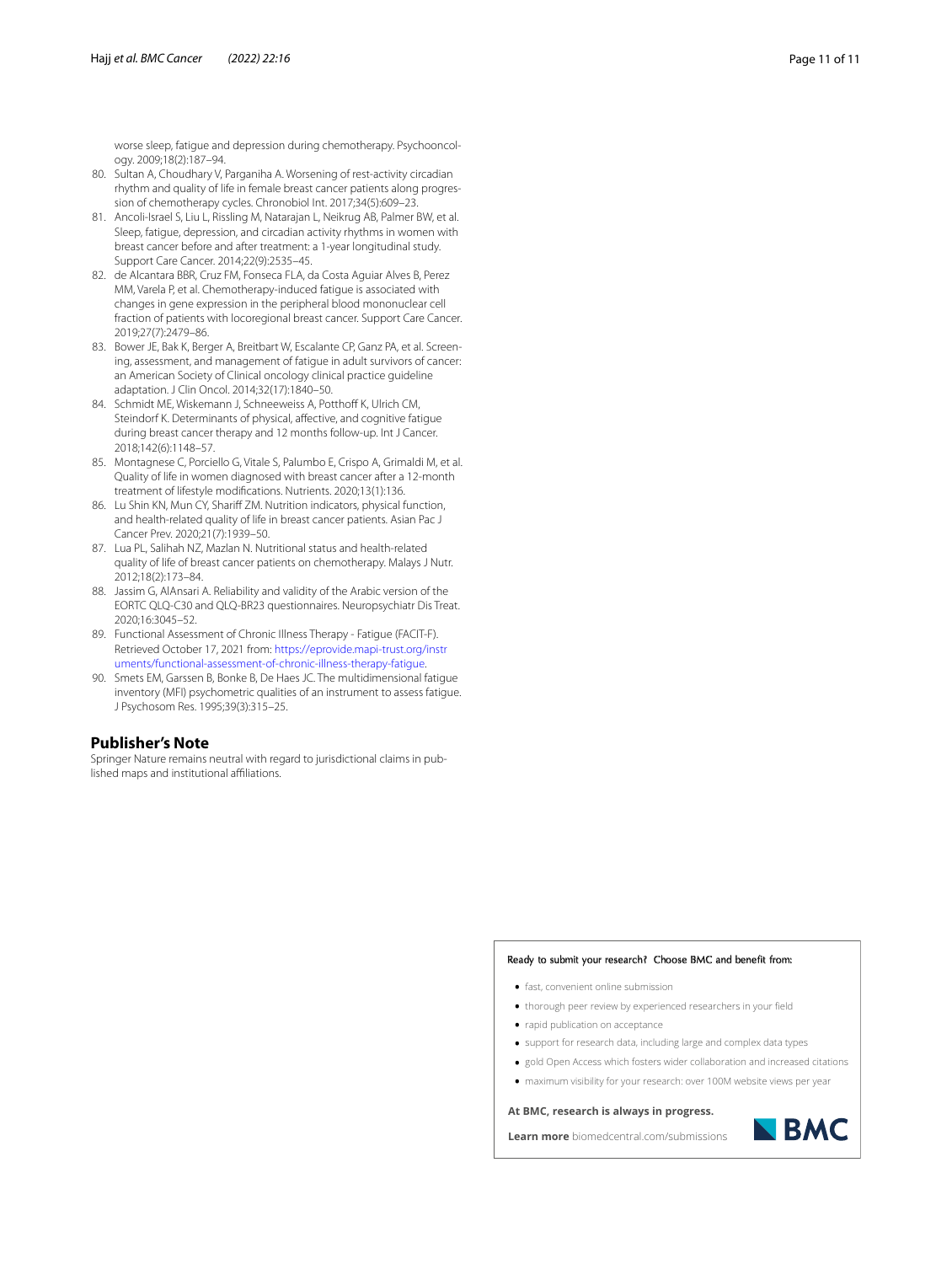worse sleep, fatigue and depression during chemotherapy. Psychooncology. 2009;18(2):187–94.

80. Sultan A, Choudhary V, Parganiha A. Worsening of rest-activity circadian rhythm and quality of life in female breast cancer patients along progression of chemotherapy cycles. Chronobiol Int. 2017;34(5):609–23.
81. Ancoli-Israel S, Liu L, Rissling M, Natarajan L, Neikrug AB, Palmer BW, et al. Sleep, fatigue, depression, and circadian activity rhythms in women with breast cancer before and after treatment: a 1-year longitudinal study. Support Care Cancer. 2014;22(9):2535–45.
82. de Alcantara BBR, Cruz FM, Fonseca FLA, da Costa Aguiar Alves B, Perez MM, Varela P, et al. Chemotherapy-induced fatigue is associated with changes in gene expression in the peripheral blood mononuclear cell fraction of patients with locoregional breast cancer. Support Care Cancer. 2019;27(7):2479–86.
83. Bower JE, Bak K, Berger A, Breitbart W, Escalante CP, Ganz PA, et al. Screening, assessment, and management of fatigue in adult survivors of cancer: an American Society of Clinical oncology clinical practice guideline adaptation. J Clin Oncol. 2014;32(17):1840–50.
84. Schmidt ME, Wiskemann J, Schneeweiss A, Potthoff K, Ulrich CM, Steindorf K. Determinants of physical, affective, and cognitive fatigue during breast cancer therapy and 12 months follow-up. Int J Cancer. 2018;142(6):1148–57.
85. Montagnese C, Porciello G, Vitale S, Palumbo E, Crispo A, Grimaldi M, et al. Quality of life in women diagnosed with breast cancer after a 12-month treatment of lifestyle modifications. Nutrients. 2020;13(1):136.
86. Lu Shin KN, Mun CY, Shariff ZM. Nutrition indicators, physical function, and health-related quality of life in breast cancer patients. Asian Pac J Cancer Prev. 2020;21(7):1939–50.
87. Lua PL, Salihah NZ, Mazlan N. Nutritional status and health-related quality of life of breast cancer patients on chemotherapy. Malays J Nutr. 2012;18(2):173–84.
88. Jassim G, AlAnsari A. Reliability and validity of the Arabic version of the EORTC QLQ-C30 and QLQ-BR23 questionnaires. Neuropsychiatr Dis Treat. 2020;16:3045–52.
89. Functional Assessment of Chronic Illness Therapy - Fatigue (FACIT-F). Retrieved October 17, 2021 from: https://eprovide.mapi-trust.org/instruments/functional-assessment-of-chronic-illness-therapy-fatigue.
90. Smets EM, Garssen B, Bonke B, De Haes JC. The multidimensional fatigue inventory (MFI) psychometric qualities of an instrument to assess fatigue. J Psychosom Res. 1995;39(3):315–25.

## Publisher's Note

Springer Nature remains neutral with regard to jurisdictional claims in published maps and institutional affiliations.

Ready to submit your research? Choose BMC and benefit from:

- fast, convenient online submission
- thorough peer review by experienced researchers in your field
- rapid publication on acceptance
- support for research data, including large and complex data types
- gold Open Access which fosters wider collaboration and increased citations
- maximum visibility for your research: over 100M website views per year

**At BMC, research is always in progress.**

**Learn more** biomedcentral.com/submissions

BMC